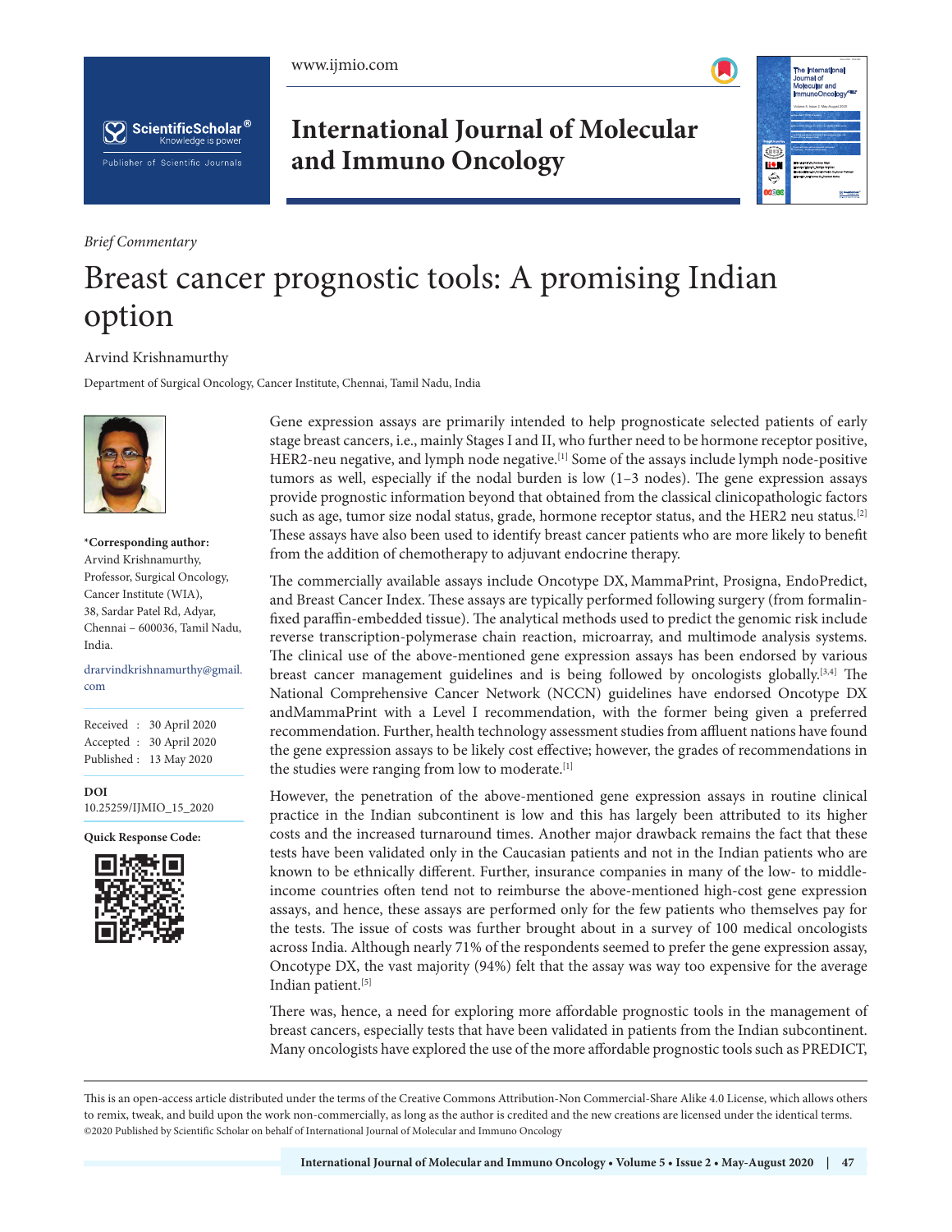*Brief Commentary*

# Breast cancer prognostic tools: A promising Indian option

Arvind Krishnamurthy

Department of Surgical Oncology, Cancer Institute, Chennai, Tamil Nadu, India

**\*Corresponding author:**
Arvind Krishnamurthy,
Professor, Surgical Oncology,
Cancer Institute (WIA),
38, Sardar Patel Rd, Adyar,
Chennai – 600036, Tamil Nadu,
India.

drarvindkrishnamurthy@gmail.com

Received : 30 April 2020
Accepted : 30 April 2020
Published : 13 May 2020

**DOI**
10.25259/IJMIO_15_2020

**Quick Response Code:**

Gene expression assays are primarily intended to help prognosticate selected patients of early stage breast cancers, i.e., mainly Stages I and II, who further need to be hormone receptor positive, HER2-neu negative, and lymph node negative.[1] Some of the assays include lymph node-positive tumors as well, especially if the nodal burden is low (1–3 nodes). The gene expression assays provide prognostic information beyond that obtained from the classical clinicopathologic factors such as age, tumor size nodal status, grade, hormone receptor status, and the HER2 neu status.[2] These assays have also been used to identify breast cancer patients who are more likely to benefit from the addition of chemotherapy to adjuvant endocrine therapy.

The commercially available assays include Oncotype DX, MammaPrint, Prosigna, EndoPredict, and Breast Cancer Index. These assays are typically performed following surgery (from formalin-fixed paraffin-embedded tissue). The analytical methods used to predict the genomic risk include reverse transcription-polymerase chain reaction, microarray, and multimode analysis systems. The clinical use of the above-mentioned gene expression assays has been endorsed by various breast cancer management guidelines and is being followed by oncologists globally.[3,4] The National Comprehensive Cancer Network (NCCN) guidelines have endorsed Oncotype DX andMammaPrint with a Level I recommendation, with the former being given a preferred recommendation. Further, health technology assessment studies from affluent nations have found the gene expression assays to be likely cost effective; however, the grades of recommendations in the studies were ranging from low to moderate.[1]

However, the penetration of the above-mentioned gene expression assays in routine clinical practice in the Indian subcontinent is low and this has largely been attributed to its higher costs and the increased turnaround times. Another major drawback remains the fact that these tests have been validated only in the Caucasian patients and not in the Indian patients who are known to be ethnically different. Further, insurance companies in many of the low- to middle-income countries often tend not to reimburse the above-mentioned high-cost gene expression assays, and hence, these assays are performed only for the few patients who themselves pay for the tests. The issue of costs was further brought about in a survey of 100 medical oncologists across India. Although nearly 71% of the respondents seemed to prefer the gene expression assay, Oncotype DX, the vast majority (94%) felt that the assay was way too expensive for the average Indian patient.[5]

There was, hence, a need for exploring more affordable prognostic tools in the management of breast cancers, especially tests that have been validated in patients from the Indian subcontinent. Many oncologists have explored the use of the more affordable prognostic tools such as PREDICT,

This is an open-access article distributed under the terms of the Creative Commons Attribution-Non Commercial-Share Alike 4.0 License, which allows others to remix, tweak, and build upon the work non-commercially, as long as the author is credited and the new creations are licensed under the identical terms.
©2020 Published by Scientific Scholar on behalf of International Journal of Molecular and Immuno Oncology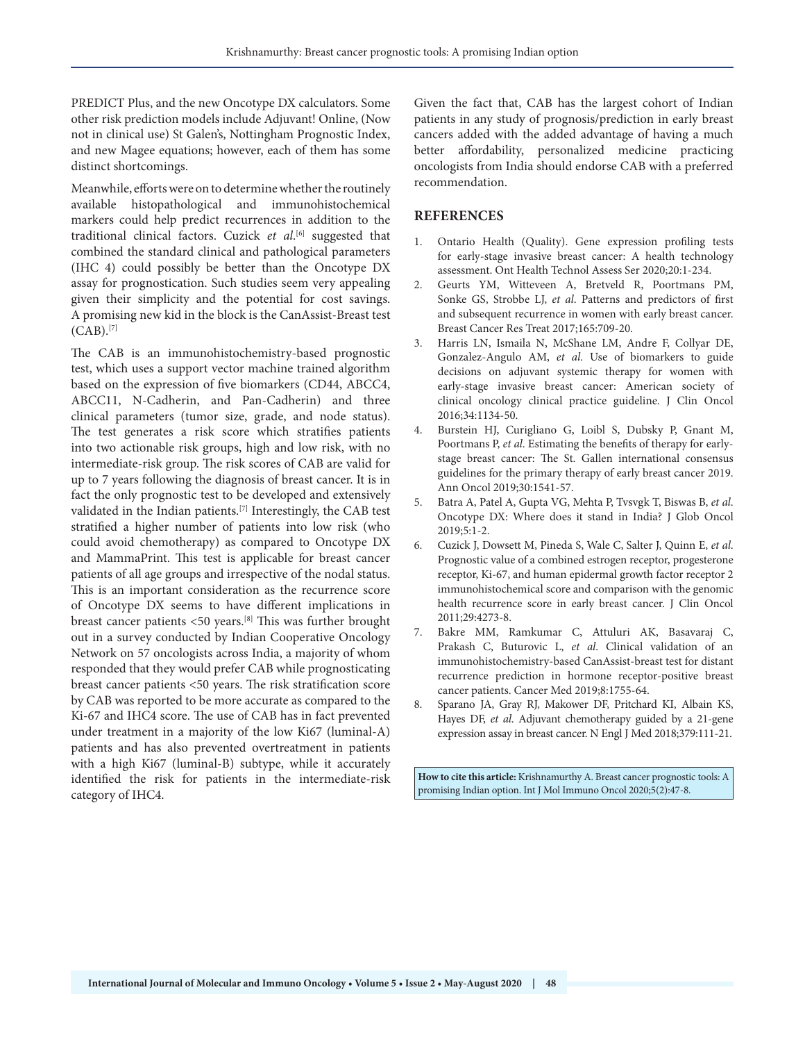PREDICT Plus, and the new Oncotype DX calculators. Some other risk prediction models include Adjuvant! Online, (Now not in clinical use) St Galen's, Nottingham Prognostic Index, and new Magee equations; however, each of them has some distinct shortcomings.

Meanwhile, efforts were on to determine whether the routinely available histopathological and immunohistochemical markers could help predict recurrences in addition to the traditional clinical factors. Cuzick *et al*.[6] suggested that combined the standard clinical and pathological parameters (IHC 4) could possibly be better than the Oncotype DX assay for prognostication. Such studies seem very appealing given their simplicity and the potential for cost savings. A promising new kid in the block is the CanAssist-Breast test (CAB).[7]

The CAB is an immunohistochemistry-based prognostic test, which uses a support vector machine trained algorithm based on the expression of five biomarkers (CD44, ABCC4, ABCC11, N-Cadherin, and Pan-Cadherin) and three clinical parameters (tumor size, grade, and node status). The test generates a risk score which stratifies patients into two actionable risk groups, high and low risk, with no intermediate-risk group. The risk scores of CAB are valid for up to 7 years following the diagnosis of breast cancer. It is in fact the only prognostic test to be developed and extensively validated in the Indian patients.[7] Interestingly, the CAB test stratified a higher number of patients into low risk (who could avoid chemotherapy) as compared to Oncotype DX and MammaPrint. This test is applicable for breast cancer patients of all age groups and irrespective of the nodal status. This is an important consideration as the recurrence score of Oncotype DX seems to have different implications in breast cancer patients <50 years.[8] This was further brought out in a survey conducted by Indian Cooperative Oncology Network on 57 oncologists across India, a majority of whom responded that they would prefer CAB while prognosticating breast cancer patients <50 years. The risk stratification score by CAB was reported to be more accurate as compared to the Ki-67 and IHC4 score. The use of CAB has in fact prevented under treatment in a majority of the low Ki67 (luminal-A) patients and has also prevented overtreatment in patients with a high Ki67 (luminal-B) subtype, while it accurately identified the risk for patients in the intermediate-risk category of IHC4.

Given the fact that, CAB has the largest cohort of Indian patients in any study of prognosis/prediction in early breast cancers added with the added advantage of having a much better affordability, personalized medicine practicing oncologists from India should endorse CAB with a preferred recommendation.

## REFERENCES

1. Ontario Health (Quality). Gene expression profiling tests for early-stage invasive breast cancer: A health technology assessment. Ont Health Technol Assess Ser 2020;20:1-234.
2. Geurts YM, Witteveen A, Bretveld R, Poortmans PM, Sonke GS, Strobbe LJ, *et al*. Patterns and predictors of first and subsequent recurrence in women with early breast cancer. Breast Cancer Res Treat 2017;165:709-20.
3. Harris LN, Ismaila N, McShane LM, Andre F, Collyar DE, Gonzalez-Angulo AM, *et al*. Use of biomarkers to guide decisions on adjuvant systemic therapy for women with early-stage invasive breast cancer: American society of clinical oncology clinical practice guideline. J Clin Oncol 2016;34:1134-50.
4. Burstein HJ, Curigliano G, Loibl S, Dubsky P, Gnant M, Poortmans P, *et al*. Estimating the benefits of therapy for early-stage breast cancer: The St. Gallen international consensus guidelines for the primary therapy of early breast cancer 2019. Ann Oncol 2019;30:1541-57.
5. Batra A, Patel A, Gupta VG, Mehta P, Tvsvgk T, Biswas B, *et al*. Oncotype DX: Where does it stand in India? J Glob Oncol 2019;5:1-2.
6. Cuzick J, Dowsett M, Pineda S, Wale C, Salter J, Quinn E, *et al*. Prognostic value of a combined estrogen receptor, progesterone receptor, Ki-67, and human epidermal growth factor receptor 2 immunohistochemical score and comparison with the genomic health recurrence score in early breast cancer. J Clin Oncol 2011;29:4273-8.
7. Bakre MM, Ramkumar C, Attuluri AK, Basavaraj C, Prakash C, Buturovic L, *et al*. Clinical validation of an immunohistochemistry-based CanAssist-breast test for distant recurrence prediction in hormone receptor-positive breast cancer patients. Cancer Med 2019;8:1755-64.
8. Sparano JA, Gray RJ, Makower DF, Pritchard KI, Albain KS, Hayes DF, *et al*. Adjuvant chemotherapy guided by a 21-gene expression assay in breast cancer. N Engl J Med 2018;379:111-21.

**How to cite this article:** Krishnamurthy A. Breast cancer prognostic tools: A promising Indian option. Int J Mol Immuno Oncol 2020;5(2):47-8.